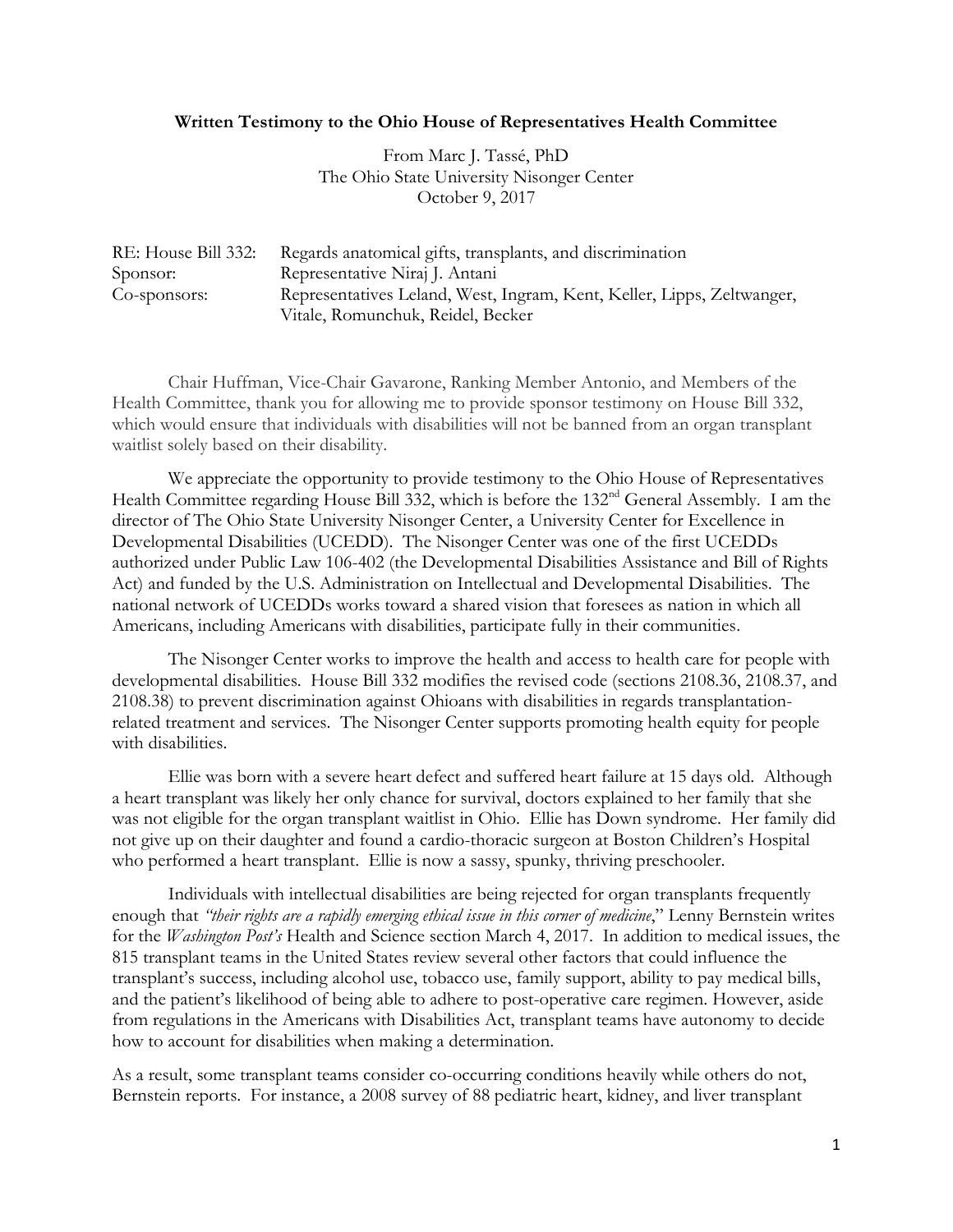**Written Testimony to the Ohio House of Representatives Health Committee**

From Marc J. Tassé, PhD
The Ohio State University Nisonger Center
October 9, 2017

| | |
|---|---|
| RE: House Bill 332: | Regards anatomical gifts, transplants, and discrimination |
| Sponsor: | Representative Niraj J. Antani |
| Co-sponsors: | Representatives Leland, West, Ingram, Kent, Keller, Lipps, Zeltwanger, Vitale, Romunchuk, Reidel, Becker |

Chair Huffman, Vice-Chair Gavarone, Ranking Member Antonio, and Members of the Health Committee, thank you for allowing me to provide sponsor testimony on House Bill 332, which would ensure that individuals with disabilities will not be banned from an organ transplant waitlist solely based on their disability.

We appreciate the opportunity to provide testimony to the Ohio House of Representatives Health Committee regarding House Bill 332, which is before the 132nd General Assembly. I am the director of The Ohio State University Nisonger Center, a University Center for Excellence in Developmental Disabilities (UCEDD). The Nisonger Center was one of the first UCEDDs authorized under Public Law 106-402 (the Developmental Disabilities Assistance and Bill of Rights Act) and funded by the U.S. Administration on Intellectual and Developmental Disabilities. The national network of UCEDDs works toward a shared vision that foresees as nation in which all Americans, including Americans with disabilities, participate fully in their communities.

The Nisonger Center works to improve the health and access to health care for people with developmental disabilities. House Bill 332 modifies the revised code (sections 2108.36, 2108.37, and 2108.38) to prevent discrimination against Ohioans with disabilities in regards transplantation-related treatment and services. The Nisonger Center supports promoting health equity for people with disabilities.

Ellie was born with a severe heart defect and suffered heart failure at 15 days old. Although a heart transplant was likely her only chance for survival, doctors explained to her family that she was not eligible for the organ transplant waitlist in Ohio. Ellie has Down syndrome. Her family did not give up on their daughter and found a cardio-thoracic surgeon at Boston Children's Hospital who performed a heart transplant. Ellie is now a sassy, spunky, thriving preschooler.

Individuals with intellectual disabilities are being rejected for organ transplants frequently enough that *"their rights are a rapidly emerging ethical issue in this corner of medicine*," Lenny Bernstein writes for the *Washington Post's* Health and Science section March 4, 2017. In addition to medical issues, the 815 transplant teams in the United States review several other factors that could influence the transplant's success, including alcohol use, tobacco use, family support, ability to pay medical bills, and the patient's likelihood of being able to adhere to post-operative care regimen. However, aside from regulations in the Americans with Disabilities Act, transplant teams have autonomy to decide how to account for disabilities when making a determination.

As a result, some transplant teams consider co-occurring conditions heavily while others do not, Bernstein reports. For instance, a 2008 survey of 88 pediatric heart, kidney, and liver transplant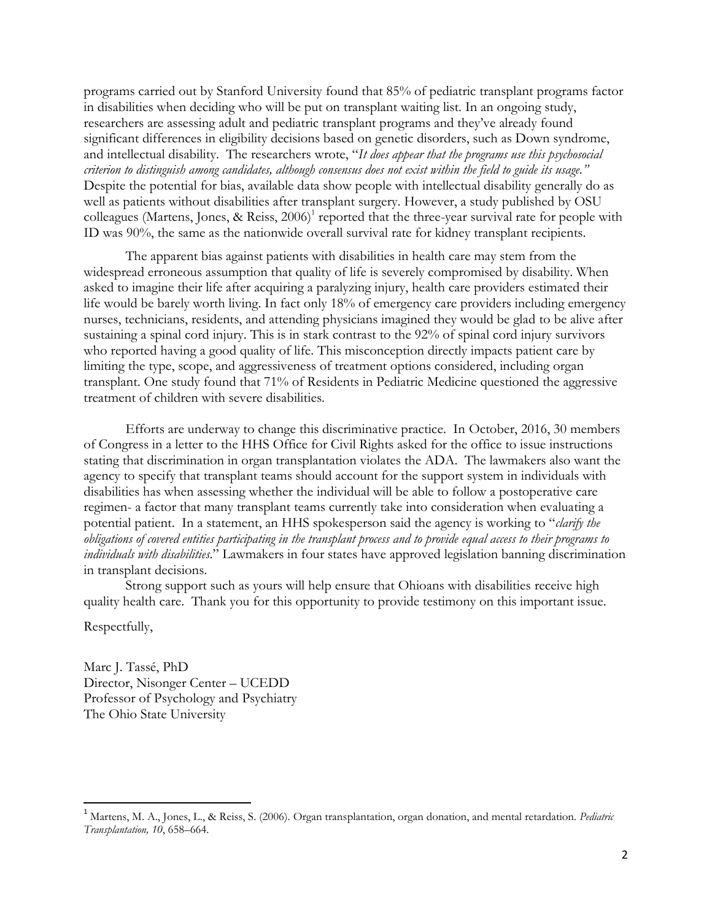programs carried out by Stanford University found that 85% of pediatric transplant programs factor in disabilities when deciding who will be put on transplant waiting list. In an ongoing study, researchers are assessing adult and pediatric transplant programs and they've already found significant differences in eligibility decisions based on genetic disorders, such as Down syndrome, and intellectual disability. The researchers wrote, "*It does appear that the programs use this psychosocial criterion to distinguish among candidates, although consensus does not exist within the field to guide its usage.*" Despite the potential for bias, available data show people with intellectual disability generally do as well as patients without disabilities after transplant surgery. However, a study published by OSU colleagues (Martens, Jones, & Reiss, 2006)[1] reported that the three-year survival rate for people with ID was 90%, the same as the nationwide overall survival rate for kidney transplant recipients.

The apparent bias against patients with disabilities in health care may stem from the widespread erroneous assumption that quality of life is severely compromised by disability. When asked to imagine their life after acquiring a paralyzing injury, health care providers estimated their life would be barely worth living. In fact only 18% of emergency care providers including emergency nurses, technicians, residents, and attending physicians imagined they would be glad to be alive after sustaining a spinal cord injury. This is in stark contrast to the 92% of spinal cord injury survivors who reported having a good quality of life. This misconception directly impacts patient care by limiting the type, scope, and aggressiveness of treatment options considered, including organ transplant. One study found that 71% of Residents in Pediatric Medicine questioned the aggressive treatment of children with severe disabilities.

Efforts are underway to change this discriminative practice. In October, 2016, 30 members of Congress in a letter to the HHS Office for Civil Rights asked for the office to issue instructions stating that discrimination in organ transplantation violates the ADA. The lawmakers also want the agency to specify that transplant teams should account for the support system in individuals with disabilities has when assessing whether the individual will be able to follow a postoperative care regimen- a factor that many transplant teams currently take into consideration when evaluating a potential patient. In a statement, an HHS spokesperson said the agency is working to "*clarify the obligations of covered entities participating in the transplant process and to provide equal access to their programs to individuals with disabilities*." Lawmakers in four states have approved legislation banning discrimination in transplant decisions.

Strong support such as yours will help ensure that Ohioans with disabilities receive high quality health care. Thank you for this opportunity to provide testimony on this important issue.

Respectfully,

Marc J. Tassé, PhD
Director, Nisonger Center – UCEDD
Professor of Psychology and Psychiatry
The Ohio State University

---

[1] Martens, M. A., Jones, L., & Reiss, S. (2006). Organ transplantation, organ donation, and mental retardation. *Pediatric Transplantation, 10*, 658–664.